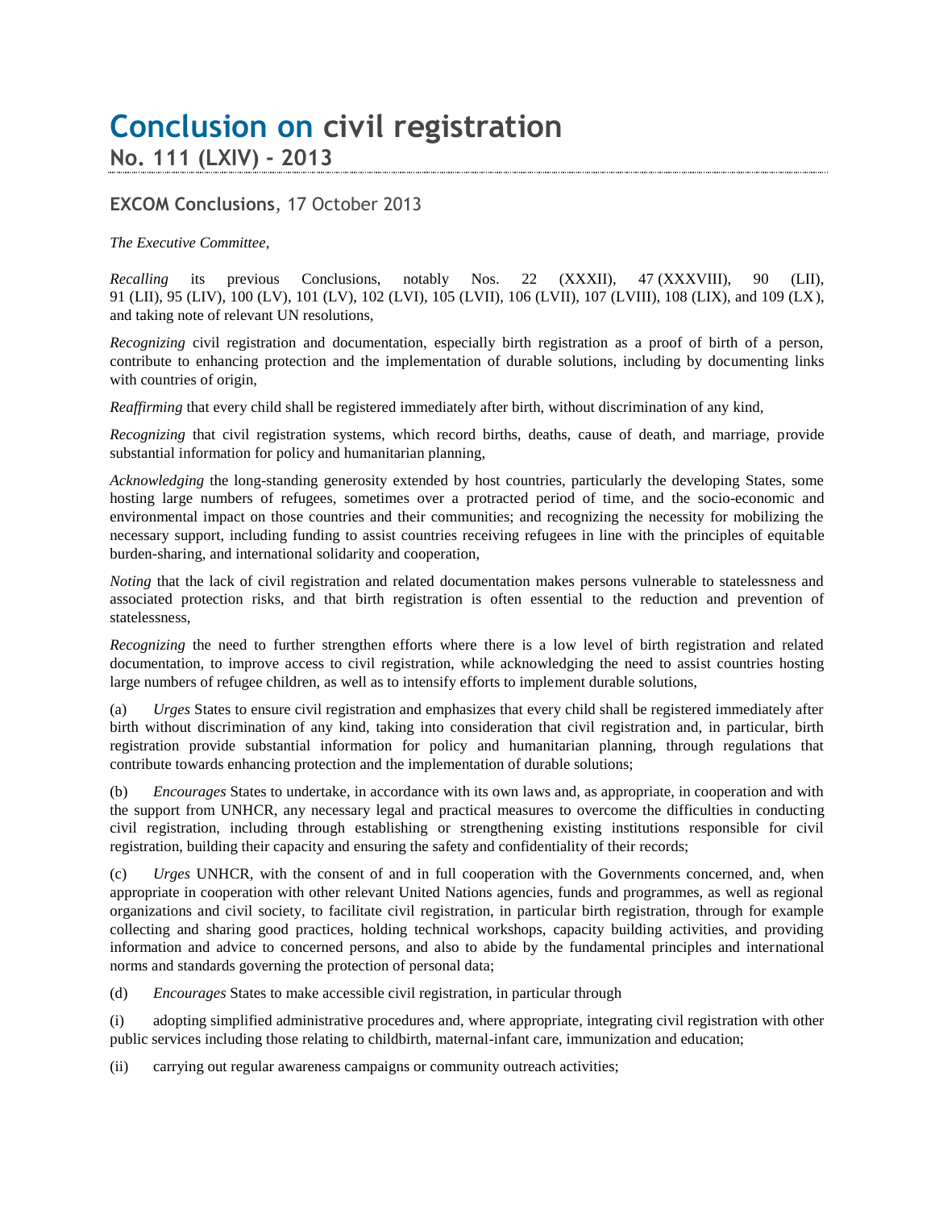# Conclusion on civil registration

## No. 111 (LXIV) - 2013

### EXCOM Conclusions, 17 October 2013

*The Executive Committee*,

*Recalling* its previous Conclusions, notably Nos. 22 (XXXII), 47 (XXXVIII), 90 (LII), 91 (LII), 95 (LIV), 100 (LV), 101 (LV), 102 (LVI), 105 (LVII), 106 (LVII), 107 (LVIII), 108 (LIX), and 109 (LX), and taking note of relevant UN resolutions,

*Recognizing* civil registration and documentation, especially birth registration as a proof of birth of a person, contribute to enhancing protection and the implementation of durable solutions, including by documenting links with countries of origin,

*Reaffirming* that every child shall be registered immediately after birth, without discrimination of any kind,

*Recognizing* that civil registration systems, which record births, deaths, cause of death, and marriage, provide substantial information for policy and humanitarian planning,

*Acknowledging* the long-standing generosity extended by host countries, particularly the developing States, some hosting large numbers of refugees, sometimes over a protracted period of time, and the socio-economic and environmental impact on those countries and their communities; and recognizing the necessity for mobilizing the necessary support, including funding to assist countries receiving refugees in line with the principles of equitable burden-sharing, and international solidarity and cooperation,

*Noting* that the lack of civil registration and related documentation makes persons vulnerable to statelessness and associated protection risks, and that birth registration is often essential to the reduction and prevention of statelessness,

*Recognizing* the need to further strengthen efforts where there is a low level of birth registration and related documentation, to improve access to civil registration, while acknowledging the need to assist countries hosting large numbers of refugee children, as well as to intensify efforts to implement durable solutions,

(a) *Urges* States to ensure civil registration and emphasizes that every child shall be registered immediately after birth without discrimination of any kind, taking into consideration that civil registration and, in particular, birth registration provide substantial information for policy and humanitarian planning, through regulations that contribute towards enhancing protection and the implementation of durable solutions;

(b) *Encourages* States to undertake, in accordance with its own laws and, as appropriate, in cooperation and with the support from UNHCR, any necessary legal and practical measures to overcome the difficulties in conducting civil registration, including through establishing or strengthening existing institutions responsible for civil registration, building their capacity and ensuring the safety and confidentiality of their records;

(c) *Urges* UNHCR, with the consent of and in full cooperation with the Governments concerned, and, when appropriate in cooperation with other relevant United Nations agencies, funds and programmes, as well as regional organizations and civil society, to facilitate civil registration, in particular birth registration, through for example collecting and sharing good practices, holding technical workshops, capacity building activities, and providing information and advice to concerned persons, and also to abide by the fundamental principles and international norms and standards governing the protection of personal data;

(d) *Encourages* States to make accessible civil registration, in particular through

(i) adopting simplified administrative procedures and, where appropriate, integrating civil registration with other public services including those relating to childbirth, maternal-infant care, immunization and education;

(ii) carrying out regular awareness campaigns or community outreach activities;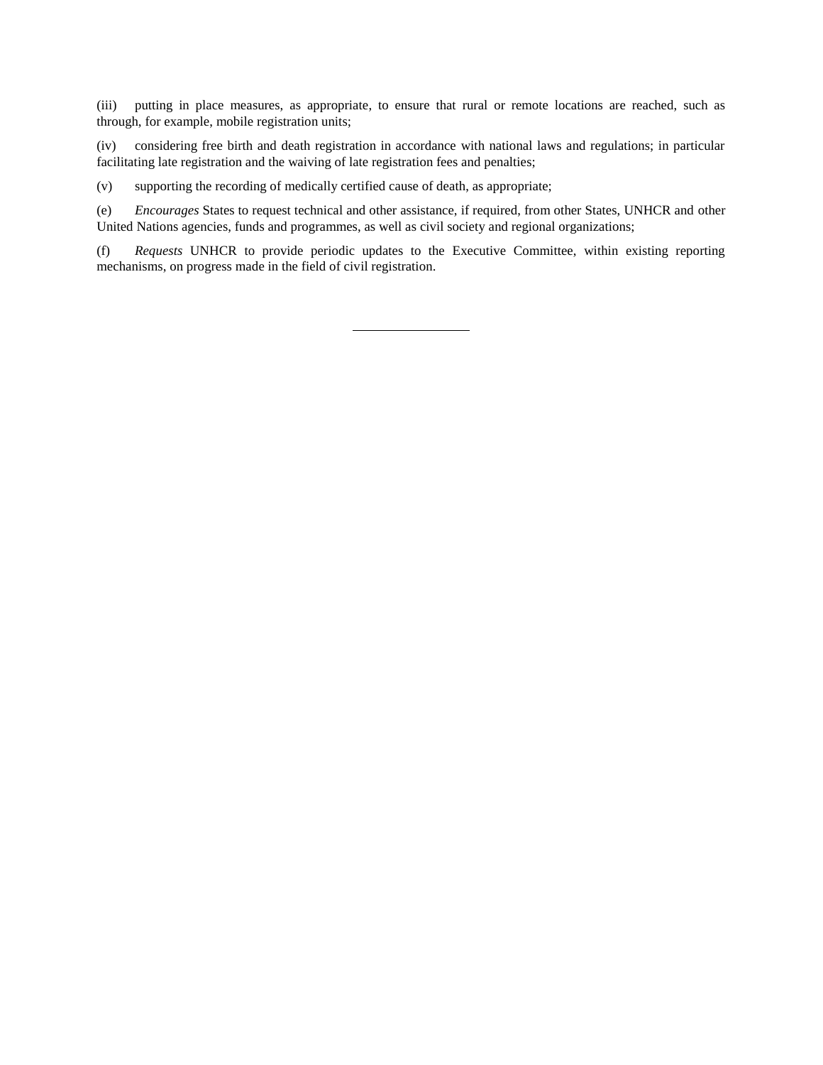(iii) putting in place measures, as appropriate, to ensure that rural or remote locations are reached, such as through, for example, mobile registration units;

(iv) considering free birth and death registration in accordance with national laws and regulations; in particular facilitating late registration and the waiving of late registration fees and penalties;

(v) supporting the recording of medically certified cause of death, as appropriate;

(e) *Encourages* States to request technical and other assistance, if required, from other States, UNHCR and other United Nations agencies, funds and programmes, as well as civil society and regional organizations;

(f) *Requests* UNHCR to provide periodic updates to the Executive Committee, within existing reporting mechanisms, on progress made in the field of civil registration.